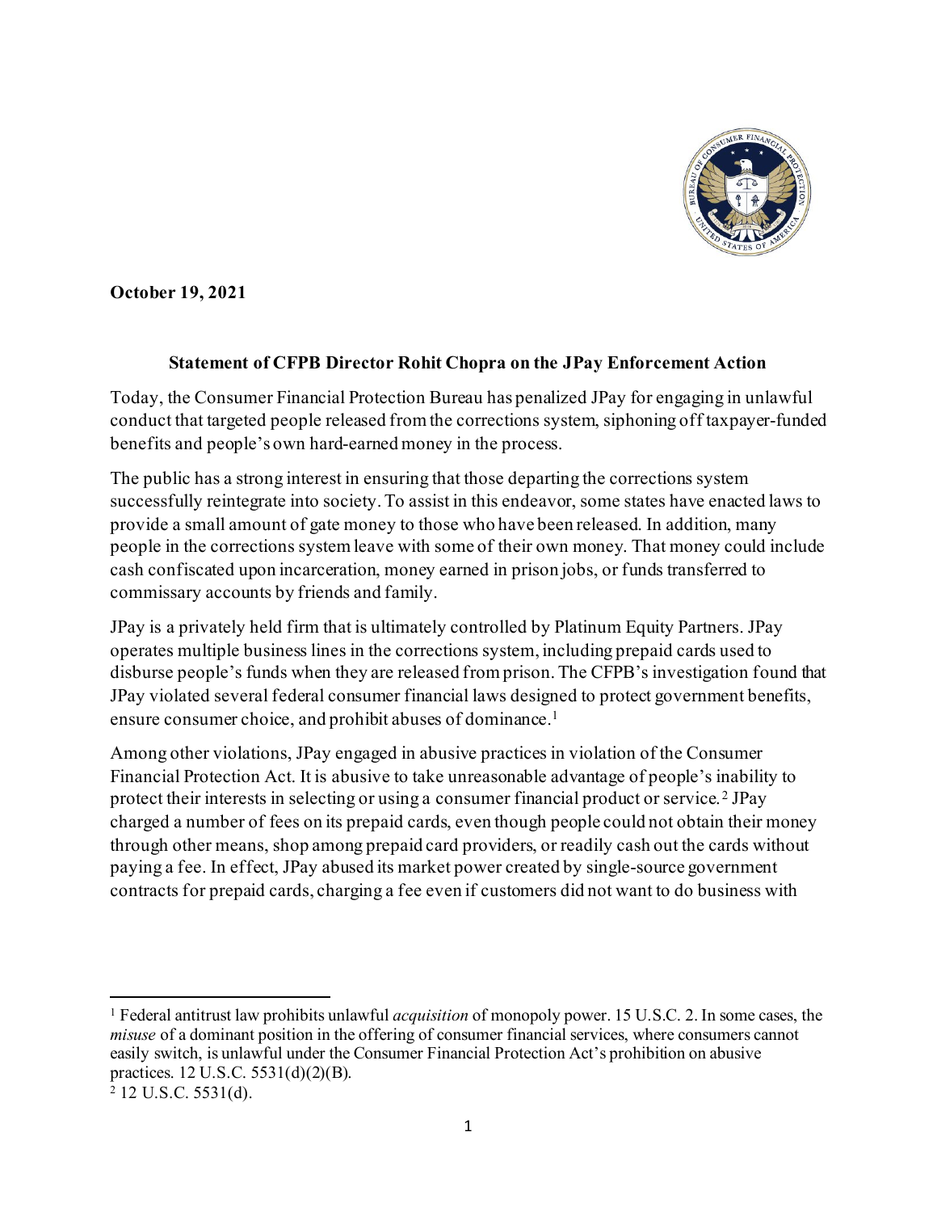**October 19, 2021**

## Statement of CFPB Director Rohit Chopra on the JPay Enforcement Action

Today, the Consumer Financial Protection Bureau has penalized JPay for engaging in unlawful conduct that targeted people released from the corrections system, siphoning off taxpayer-funded benefits and people's own hard-earned money in the process.

The public has a strong interest in ensuring that those departing the corrections system successfully reintegrate into society. To assist in this endeavor, some states have enacted laws to provide a small amount of gate money to those who have been released. In addition, many people in the corrections system leave with some of their own money. That money could include cash confiscated upon incarceration, money earned in prison jobs, or funds transferred to commissary accounts by friends and family.

JPay is a privately held firm that is ultimately controlled by Platinum Equity Partners. JPay operates multiple business lines in the corrections system, including prepaid cards used to disburse people's funds when they are released from prison. The CFPB's investigation found that JPay violated several federal consumer financial laws designed to protect government benefits, ensure consumer choice, and prohibit abuses of dominance.[1]

Among other violations, JPay engaged in abusive practices in violation of the Consumer Financial Protection Act. It is abusive to take unreasonable advantage of people's inability to protect their interests in selecting or using a consumer financial product or service.[2] JPay charged a number of fees on its prepaid cards, even though people could not obtain their money through other means, shop among prepaid card providers, or readily cash out the cards without paying a fee. In effect, JPay abused its market power created by single-source government contracts for prepaid cards, charging a fee even if customers did not want to do business with

---

[1] Federal antitrust law prohibits unlawful *acquisition* of monopoly power. 15 U.S.C. 2. In some cases, the *misuse* of a dominant position in the offering of consumer financial services, where consumers cannot easily switch, is unlawful under the Consumer Financial Protection Act's prohibition on abusive practices. 12 U.S.C. 5531(d)(2)(B).

[2] 12 U.S.C. 5531(d).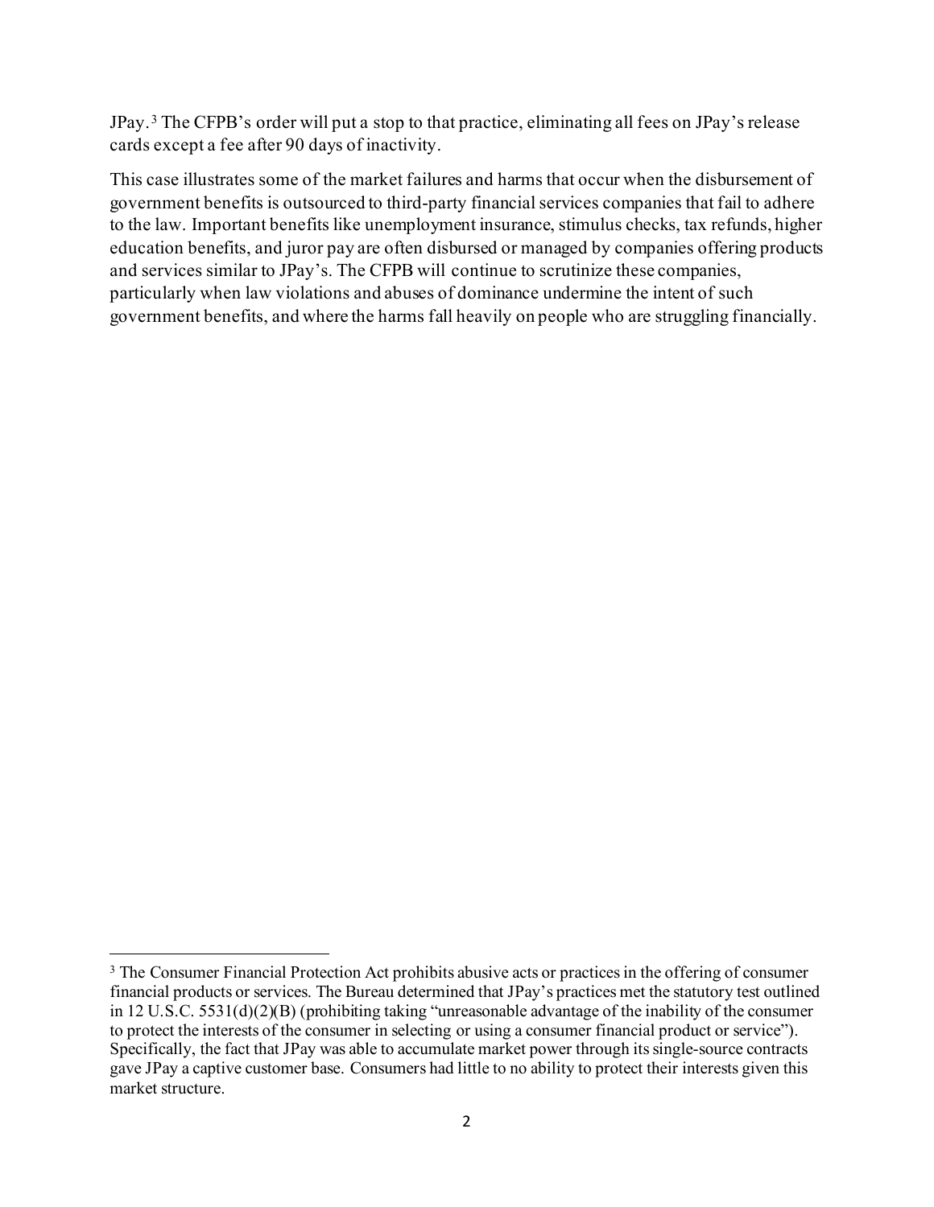JPay.[3] The CFPB's order will put a stop to that practice, eliminating all fees on JPay's release cards except a fee after 90 days of inactivity.

This case illustrates some of the market failures and harms that occur when the disbursement of government benefits is outsourced to third-party financial services companies that fail to adhere to the law. Important benefits like unemployment insurance, stimulus checks, tax refunds, higher education benefits, and juror pay are often disbursed or managed by companies offering products and services similar to JPay's. The CFPB will continue to scrutinize these companies, particularly when law violations and abuses of dominance undermine the intent of such government benefits, and where the harms fall heavily on people who are struggling financially.

---

[3] The Consumer Financial Protection Act prohibits abusive acts or practices in the offering of consumer financial products or services. The Bureau determined that JPay's practices met the statutory test outlined in 12 U.S.C. 5531(d)(2)(B) (prohibiting taking "unreasonable advantage of the inability of the consumer to protect the interests of the consumer in selecting or using a consumer financial product or service"). Specifically, the fact that JPay was able to accumulate market power through its single-source contracts gave JPay a captive customer base. Consumers had little to no ability to protect their interests given this market structure.